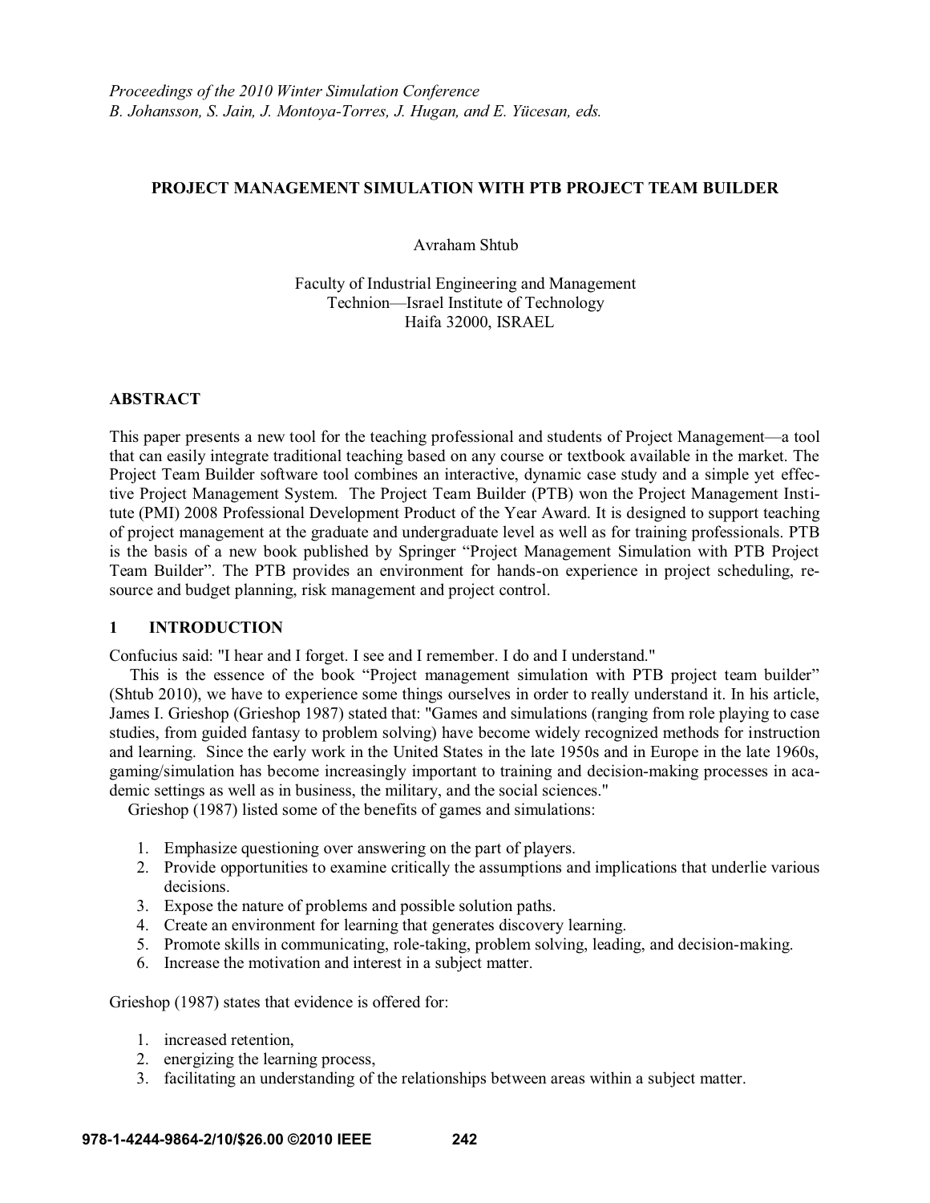*Proceedings of the 2010 Winter Simulation Conference*
*B. Johansson, S. Jain, J. Montoya-Torres, J. Hugan, and E. Yücesan, eds.*

# PROJECT MANAGEMENT SIMULATION WITH PTB PROJECT TEAM BUILDER

Avraham Shtub

Faculty of Industrial Engineering and Management
Technion—Israel Institute of Technology
Haifa 32000, ISRAEL

## ABSTRACT

This paper presents a new tool for the teaching professional and students of Project Management—a tool that can easily integrate traditional teaching based on any course or textbook available in the market. The Project Team Builder software tool combines an interactive, dynamic case study and a simple yet effective Project Management System. The Project Team Builder (PTB) won the Project Management Institute (PMI) 2008 Professional Development Product of the Year Award. It is designed to support teaching of project management at the graduate and undergraduate level as well as for training professionals. PTB is the basis of a new book published by Springer "Project Management Simulation with PTB Project Team Builder". The PTB provides an environment for hands-on experience in project scheduling, resource and budget planning, risk management and project control.

## 1 INTRODUCTION

Confucius said: "I hear and I forget. I see and I remember. I do and I understand."

This is the essence of the book "Project management simulation with PTB project team builder" (Shtub 2010), we have to experience some things ourselves in order to really understand it. In his article, James I. Grieshop (Grieshop 1987) stated that: "Games and simulations (ranging from role playing to case studies, from guided fantasy to problem solving) have become widely recognized methods for instruction and learning. Since the early work in the United States in the late 1950s and in Europe in the late 1960s, gaming/simulation has become increasingly important to training and decision-making processes in academic settings as well as in business, the military, and the social sciences."

Grieshop (1987) listed some of the benefits of games and simulations:

1. Emphasize questioning over answering on the part of players.
2. Provide opportunities to examine critically the assumptions and implications that underlie various decisions.
3. Expose the nature of problems and possible solution paths.
4. Create an environment for learning that generates discovery learning.
5. Promote skills in communicating, role-taking, problem solving, leading, and decision-making.
6. Increase the motivation and interest in a subject matter.

Grieshop (1987) states that evidence is offered for:

1. increased retention,
2. energizing the learning process,
3. facilitating an understanding of the relationships between areas within a subject matter.

978-1-4244-9864-2/10/$26.00 ©2010 IEEE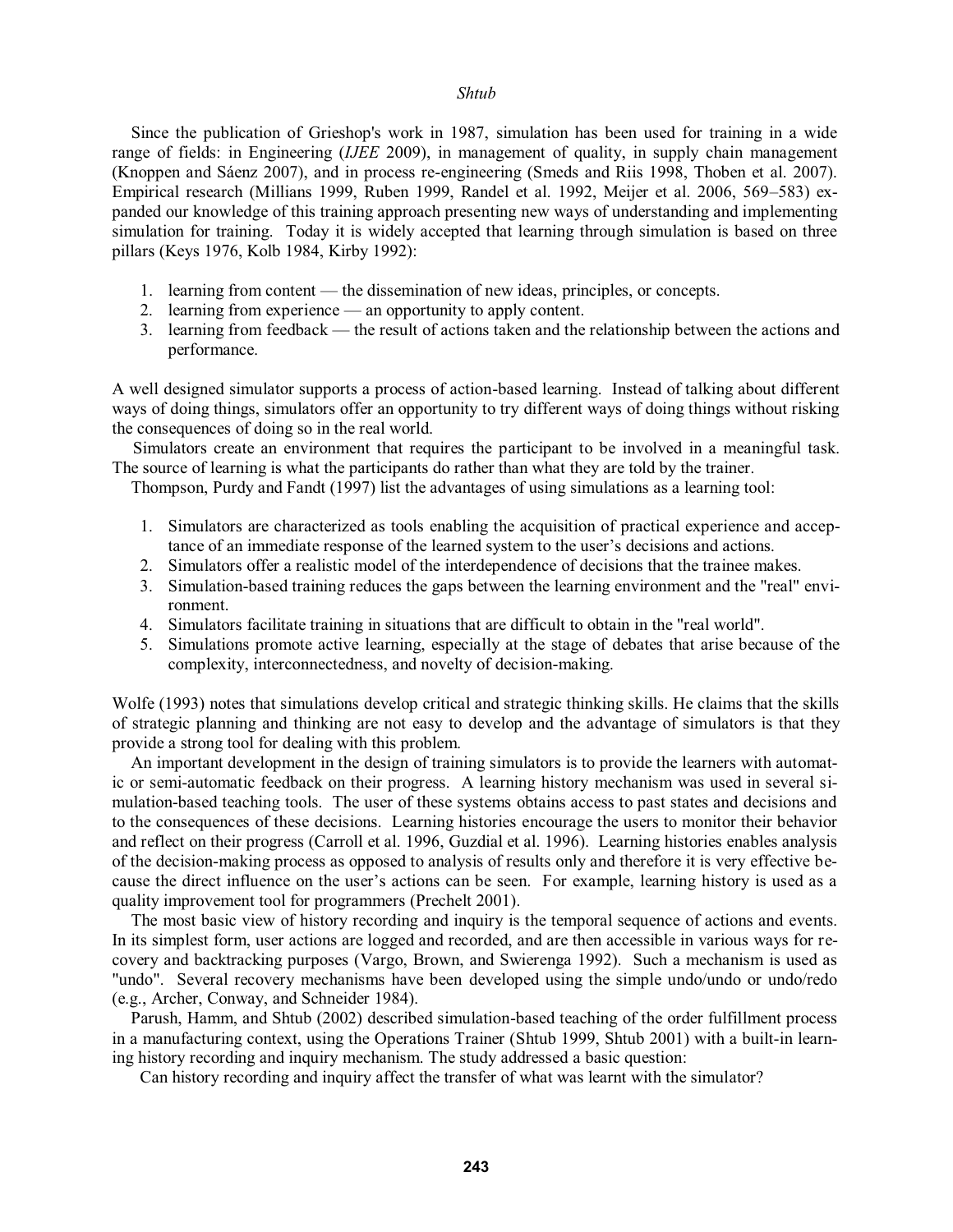Since the publication of Grieshop's work in 1987, simulation has been used for training in a wide range of fields: in Engineering (*IJEE* 2009), in management of quality, in supply chain management (Knoppen and Sáenz 2007), and in process re-engineering (Smeds and Riis 1998, Thoben et al. 2007). Empirical research (Millians 1999, Ruben 1999, Randel et al. 1992, Meijer et al. 2006, 569–583) expanded our knowledge of this training approach presenting new ways of understanding and implementing simulation for training. Today it is widely accepted that learning through simulation is based on three pillars (Keys 1976, Kolb 1984, Kirby 1992):

1. learning from content — the dissemination of new ideas, principles, or concepts.
2. learning from experience — an opportunity to apply content.
3. learning from feedback — the result of actions taken and the relationship between the actions and performance.

A well designed simulator supports a process of action-based learning. Instead of talking about different ways of doing things, simulators offer an opportunity to try different ways of doing things without risking the consequences of doing so in the real world.

Simulators create an environment that requires the participant to be involved in a meaningful task. The source of learning is what the participants do rather than what they are told by the trainer.

Thompson, Purdy and Fandt (1997) list the advantages of using simulations as a learning tool:

1. Simulators are characterized as tools enabling the acquisition of practical experience and acceptance of an immediate response of the learned system to the user's decisions and actions.
2. Simulators offer a realistic model of the interdependence of decisions that the trainee makes.
3. Simulation-based training reduces the gaps between the learning environment and the "real" environment.
4. Simulators facilitate training in situations that are difficult to obtain in the "real world".
5. Simulations promote active learning, especially at the stage of debates that arise because of the complexity, interconnectedness, and novelty of decision-making.

Wolfe (1993) notes that simulations develop critical and strategic thinking skills. He claims that the skills of strategic planning and thinking are not easy to develop and the advantage of simulators is that they provide a strong tool for dealing with this problem.

An important development in the design of training simulators is to provide the learners with automatic or semi-automatic feedback on their progress. A learning history mechanism was used in several simulation-based teaching tools. The user of these systems obtains access to past states and decisions and to the consequences of these decisions. Learning histories encourage the users to monitor their behavior and reflect on their progress (Carroll et al. 1996, Guzdial et al. 1996). Learning histories enables analysis of the decision-making process as opposed to analysis of results only and therefore it is very effective because the direct influence on the user's actions can be seen. For example, learning history is used as a quality improvement tool for programmers (Prechelt 2001).

The most basic view of history recording and inquiry is the temporal sequence of actions and events. In its simplest form, user actions are logged and recorded, and are then accessible in various ways for recovery and backtracking purposes (Vargo, Brown, and Swierenga 1992). Such a mechanism is used as "undo". Several recovery mechanisms have been developed using the simple undo/undo or undo/redo (e.g., Archer, Conway, and Schneider 1984).

Parush, Hamm, and Shtub (2002) described simulation-based teaching of the order fulfillment process in a manufacturing context, using the Operations Trainer (Shtub 1999, Shtub 2001) with a built-in learning history recording and inquiry mechanism. The study addressed a basic question:

Can history recording and inquiry affect the transfer of what was learnt with the simulator?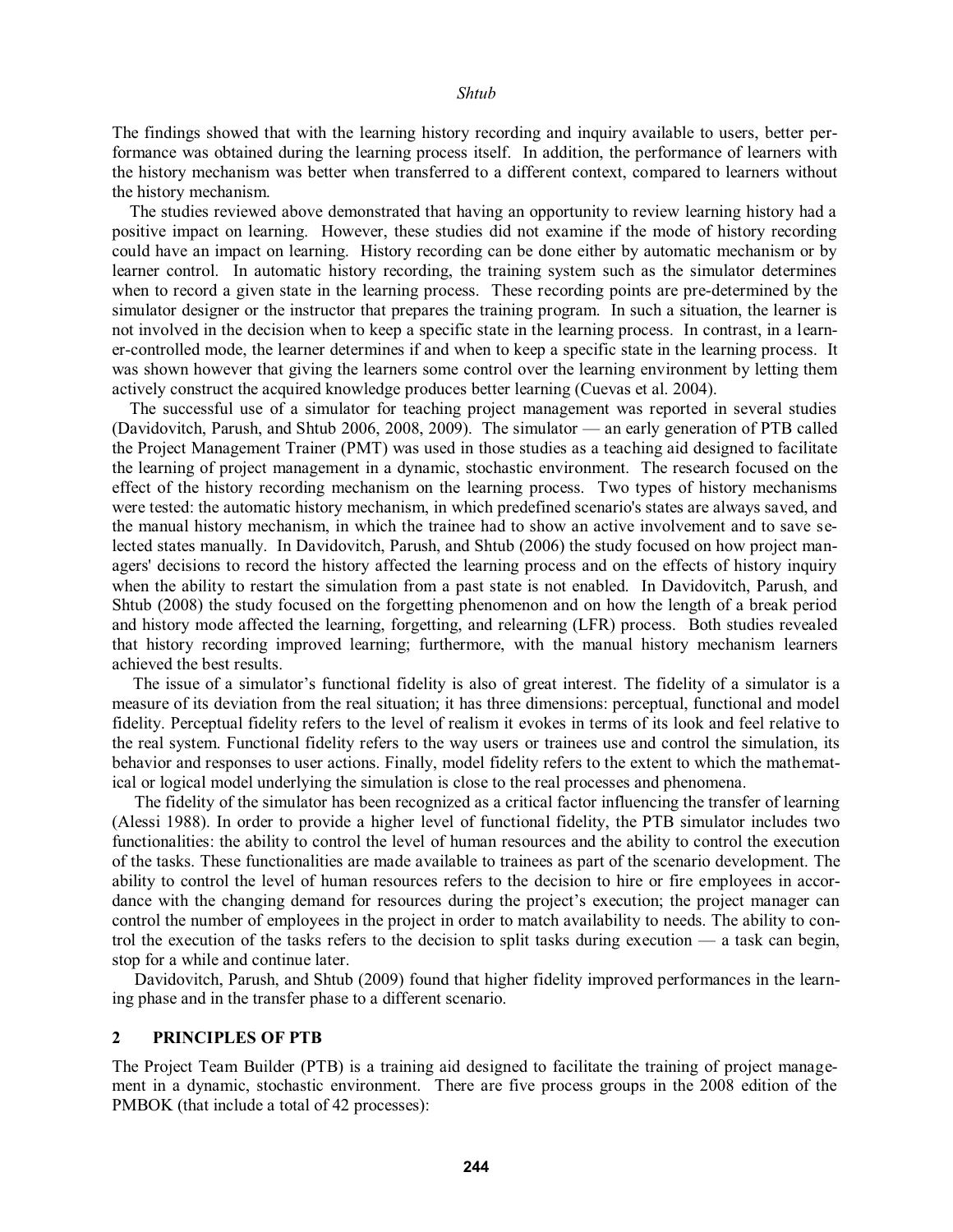The findings showed that with the learning history recording and inquiry available to users, better performance was obtained during the learning process itself. In addition, the performance of learners with the history mechanism was better when transferred to a different context, compared to learners without the history mechanism.

The studies reviewed above demonstrated that having an opportunity to review learning history had a positive impact on learning. However, these studies did not examine if the mode of history recording could have an impact on learning. History recording can be done either by automatic mechanism or by learner control. In automatic history recording, the training system such as the simulator determines when to record a given state in the learning process. These recording points are pre-determined by the simulator designer or the instructor that prepares the training program. In such a situation, the learner is not involved in the decision when to keep a specific state in the learning process. In contrast, in a learner-controlled mode, the learner determines if and when to keep a specific state in the learning process. It was shown however that giving the learners some control over the learning environment by letting them actively construct the acquired knowledge produces better learning (Cuevas et al. 2004).

The successful use of a simulator for teaching project management was reported in several studies (Davidovitch, Parush, and Shtub 2006, 2008, 2009). The simulator — an early generation of PTB called the Project Management Trainer (PMT) was used in those studies as a teaching aid designed to facilitate the learning of project management in a dynamic, stochastic environment. The research focused on the effect of the history recording mechanism on the learning process. Two types of history mechanisms were tested: the automatic history mechanism, in which predefined scenario's states are always saved, and the manual history mechanism, in which the trainee had to show an active involvement and to save selected states manually. In Davidovitch, Parush, and Shtub (2006) the study focused on how project managers' decisions to record the history affected the learning process and on the effects of history inquiry when the ability to restart the simulation from a past state is not enabled. In Davidovitch, Parush, and Shtub (2008) the study focused on the forgetting phenomenon and on how the length of a break period and history mode affected the learning, forgetting, and relearning (LFR) process. Both studies revealed that history recording improved learning; furthermore, with the manual history mechanism learners achieved the best results.

The issue of a simulator's functional fidelity is also of great interest. The fidelity of a simulator is a measure of its deviation from the real situation; it has three dimensions: perceptual, functional and model fidelity. Perceptual fidelity refers to the level of realism it evokes in terms of its look and feel relative to the real system. Functional fidelity refers to the way users or trainees use and control the simulation, its behavior and responses to user actions. Finally, model fidelity refers to the extent to which the mathematical or logical model underlying the simulation is close to the real processes and phenomena.

The fidelity of the simulator has been recognized as a critical factor influencing the transfer of learning (Alessi 1988). In order to provide a higher level of functional fidelity, the PTB simulator includes two functionalities: the ability to control the level of human resources and the ability to control the execution of the tasks. These functionalities are made available to trainees as part of the scenario development. The ability to control the level of human resources refers to the decision to hire or fire employees in accordance with the changing demand for resources during the project's execution; the project manager can control the number of employees in the project in order to match availability to needs. The ability to control the execution of the tasks refers to the decision to split tasks during execution — a task can begin, stop for a while and continue later.

Davidovitch, Parush, and Shtub (2009) found that higher fidelity improved performances in the learning phase and in the transfer phase to a different scenario.

## 2 PRINCIPLES OF PTB

The Project Team Builder (PTB) is a training aid designed to facilitate the training of project management in a dynamic, stochastic environment. There are five process groups in the 2008 edition of the PMBOK (that include a total of 42 processes):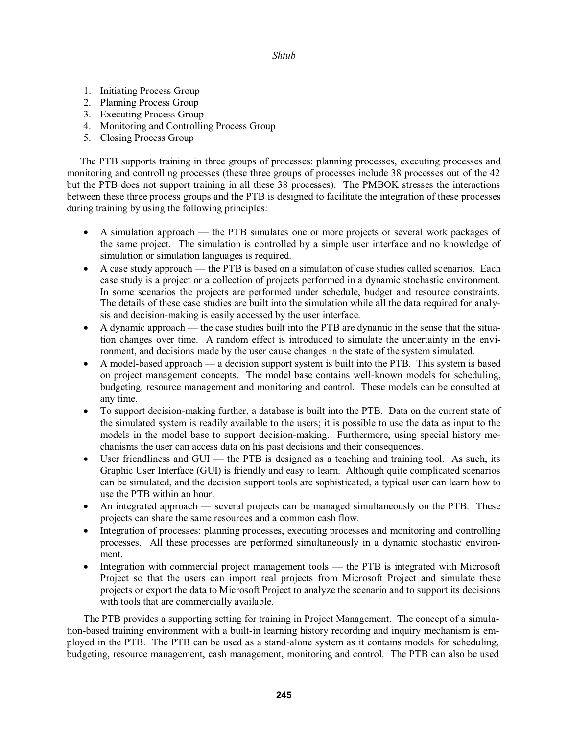1. Initiating Process Group
2. Planning Process Group
3. Executing Process Group
4. Monitoring and Controlling Process Group
5. Closing Process Group

The PTB supports training in three groups of processes: planning processes, executing processes and monitoring and controlling processes (these three groups of processes include 38 processes out of the 42 but the PTB does not support training in all these 38 processes). The PMBOK stresses the interactions between these three process groups and the PTB is designed to facilitate the integration of these processes during training by using the following principles:

- A simulation approach — the PTB simulates one or more projects or several work packages of the same project. The simulation is controlled by a simple user interface and no knowledge of simulation or simulation languages is required.
- A case study approach — the PTB is based on a simulation of case studies called scenarios. Each case study is a project or a collection of projects performed in a dynamic stochastic environment. In some scenarios the projects are performed under schedule, budget and resource constraints. The details of these case studies are built into the simulation while all the data required for analysis and decision-making is easily accessed by the user interface.
- A dynamic approach — the case studies built into the PTB are dynamic in the sense that the situation changes over time. A random effect is introduced to simulate the uncertainty in the environment, and decisions made by the user cause changes in the state of the system simulated.
- A model-based approach — a decision support system is built into the PTB. This system is based on project management concepts. The model base contains well-known models for scheduling, budgeting, resource management and monitoring and control. These models can be consulted at any time.
- To support decision-making further, a database is built into the PTB. Data on the current state of the simulated system is readily available to the users; it is possible to use the data as input to the models in the model base to support decision-making. Furthermore, using special history mechanisms the user can access data on his past decisions and their consequences.
- User friendliness and GUI — the PTB is designed as a teaching and training tool. As such, its Graphic User Interface (GUI) is friendly and easy to learn. Although quite complicated scenarios can be simulated, and the decision support tools are sophisticated, a typical user can learn how to use the PTB within an hour.
- An integrated approach — several projects can be managed simultaneously on the PTB. These projects can share the same resources and a common cash flow.
- Integration of processes: planning processes, executing processes and monitoring and controlling processes. All these processes are performed simultaneously in a dynamic stochastic environment.
- Integration with commercial project management tools — the PTB is integrated with Microsoft Project so that the users can import real projects from Microsoft Project and simulate these projects or export the data to Microsoft Project to analyze the scenario and to support its decisions with tools that are commercially available.

The PTB provides a supporting setting for training in Project Management. The concept of a simulation-based training environment with a built-in learning history recording and inquiry mechanism is employed in the PTB. The PTB can be used as a stand-alone system as it contains models for scheduling, budgeting, resource management, cash management, monitoring and control. The PTB can also be used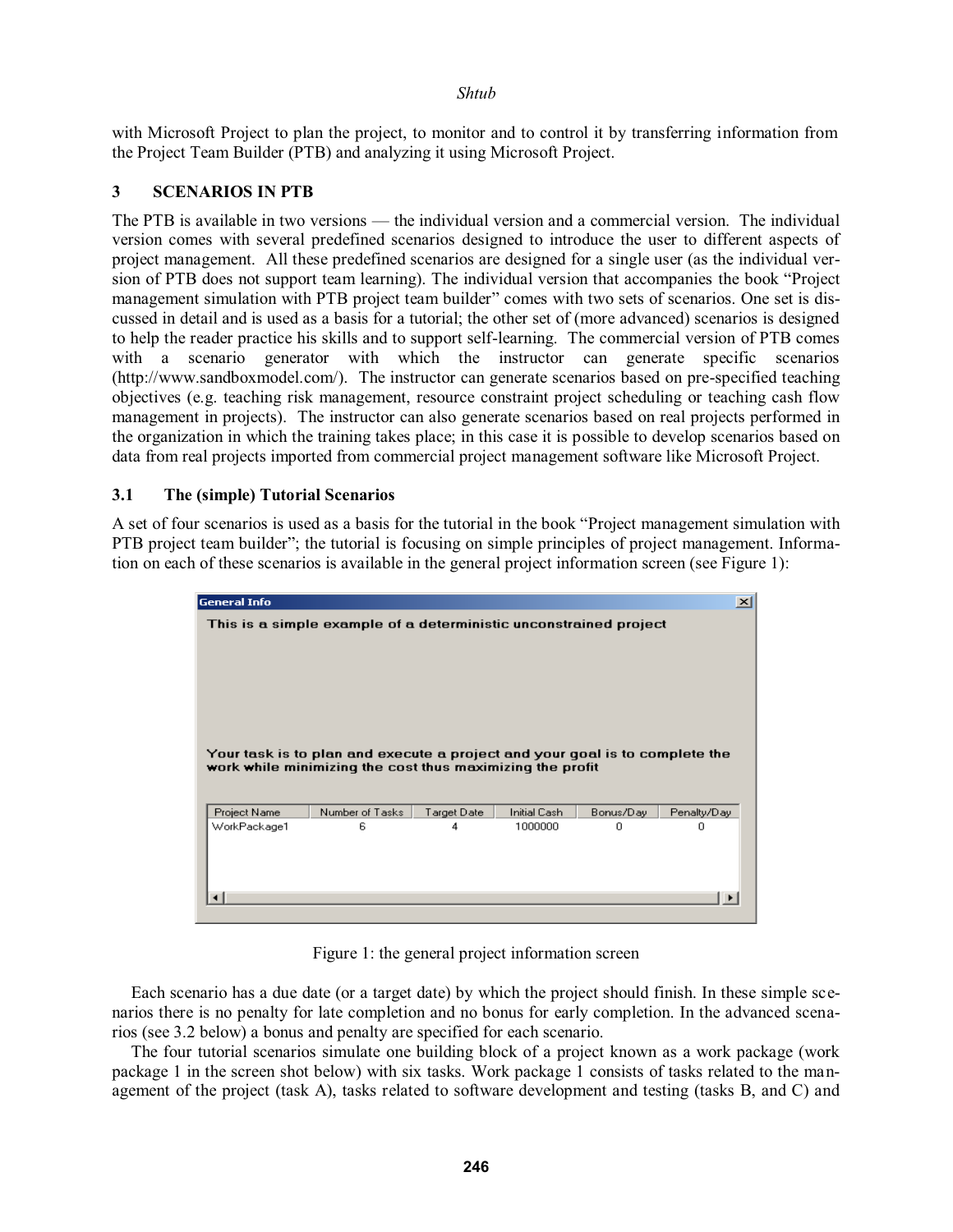with Microsoft Project to plan the project, to monitor and to control it by transferring information from the Project Team Builder (PTB) and analyzing it using Microsoft Project.

## 3 SCENARIOS IN PTB

The PTB is available in two versions — the individual version and a commercial version. The individual version comes with several predefined scenarios designed to introduce the user to different aspects of project management. All these predefined scenarios are designed for a single user (as the individual version of PTB does not support team learning). The individual version that accompanies the book "Project management simulation with PTB project team builder" comes with two sets of scenarios. One set is discussed in detail and is used as a basis for a tutorial; the other set of (more advanced) scenarios is designed to help the reader practice his skills and to support self-learning. The commercial version of PTB comes with a scenario generator with which the instructor can generate specific scenarios (http://www.sandboxmodel.com/). The instructor can generate scenarios based on pre-specified teaching objectives (e.g. teaching risk management, resource constraint project scheduling or teaching cash flow management in projects). The instructor can also generate scenarios based on real projects performed in the organization in which the training takes place; in this case it is possible to develop scenarios based on data from real projects imported from commercial project management software like Microsoft Project.

### 3.1 The (simple) Tutorial Scenarios

A set of four scenarios is used as a basis for the tutorial in the book "Project management simulation with PTB project team builder"; the tutorial is focusing on simple principles of project management. Information on each of these scenarios is available in the general project information screen (see Figure 1):

**General Info**

This is a simple example of a deterministic unconstrained project

Your task is to plan and execute a project and your goal is to complete the work while minimizing the cost thus maximizing the profit

| Project Name | Number of Tasks | Target Date | Initial Cash | Bonus/Day | Penalty/Day |
|---|---|---|---|---|---|
| WorkPackage1 | 6 | 4 | 1000000 | 0 | 0 |

Figure 1: the general project information screen

Each scenario has a due date (or a target date) by which the project should finish. In these simple scenarios there is no penalty for late completion and no bonus for early completion. In the advanced scenarios (see 3.2 below) a bonus and penalty are specified for each scenario.

The four tutorial scenarios simulate one building block of a project known as a work package (work package 1 in the screen shot below) with six tasks. Work package 1 consists of tasks related to the management of the project (task A), tasks related to software development and testing (tasks B, and C) and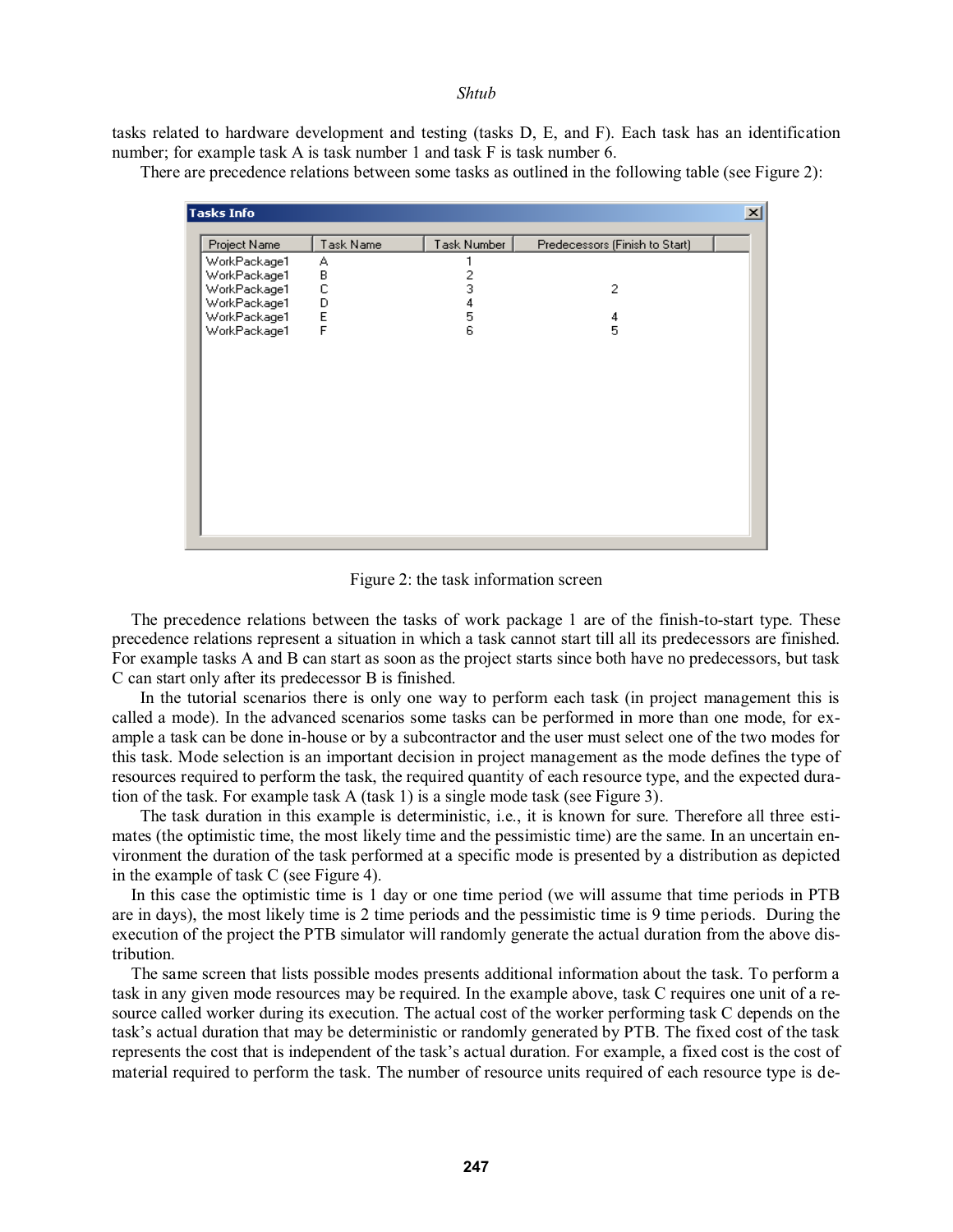tasks related to hardware development and testing (tasks D, E, and F). Each task has an identification number; for example task A is task number 1 and task F is task number 6.

There are precedence relations between some tasks as outlined in the following table (see Figure 2):

**Tasks Info**

| Project Name | Task Name | Task Number | Predecessors (Finish to Start) |
|---|---|---|---|
| WorkPackage1 | A | 1 | |
| WorkPackage1 | B | 2 | |
| WorkPackage1 | C | 3 | 2 |
| WorkPackage1 | D | 4 | |
| WorkPackage1 | E | 5 | 4 |
| WorkPackage1 | F | 6 | 5 |

Figure 2: the task information screen

The precedence relations between the tasks of work package 1 are of the finish-to-start type. These precedence relations represent a situation in which a task cannot start till all its predecessors are finished. For example tasks A and B can start as soon as the project starts since both have no predecessors, but task C can start only after its predecessor B is finished.

In the tutorial scenarios there is only one way to perform each task (in project management this is called a mode). In the advanced scenarios some tasks can be performed in more than one mode, for example a task can be done in-house or by a subcontractor and the user must select one of the two modes for this task. Mode selection is an important decision in project management as the mode defines the type of resources required to perform the task, the required quantity of each resource type, and the expected duration of the task. For example task A (task 1) is a single mode task (see Figure 3).

The task duration in this example is deterministic, i.e., it is known for sure. Therefore all three estimates (the optimistic time, the most likely time and the pessimistic time) are the same. In an uncertain environment the duration of the task performed at a specific mode is presented by a distribution as depicted in the example of task C (see Figure 4).

In this case the optimistic time is 1 day or one time period (we will assume that time periods in PTB are in days), the most likely time is 2 time periods and the pessimistic time is 9 time periods. During the execution of the project the PTB simulator will randomly generate the actual duration from the above distribution.

The same screen that lists possible modes presents additional information about the task. To perform a task in any given mode resources may be required. In the example above, task C requires one unit of a resource called worker during its execution. The actual cost of the worker performing task C depends on the task's actual duration that may be deterministic or randomly generated by PTB. The fixed cost of the task represents the cost that is independent of the task's actual duration. For example, a fixed cost is the cost of material required to perform the task. The number of resource units required of each resource type is de-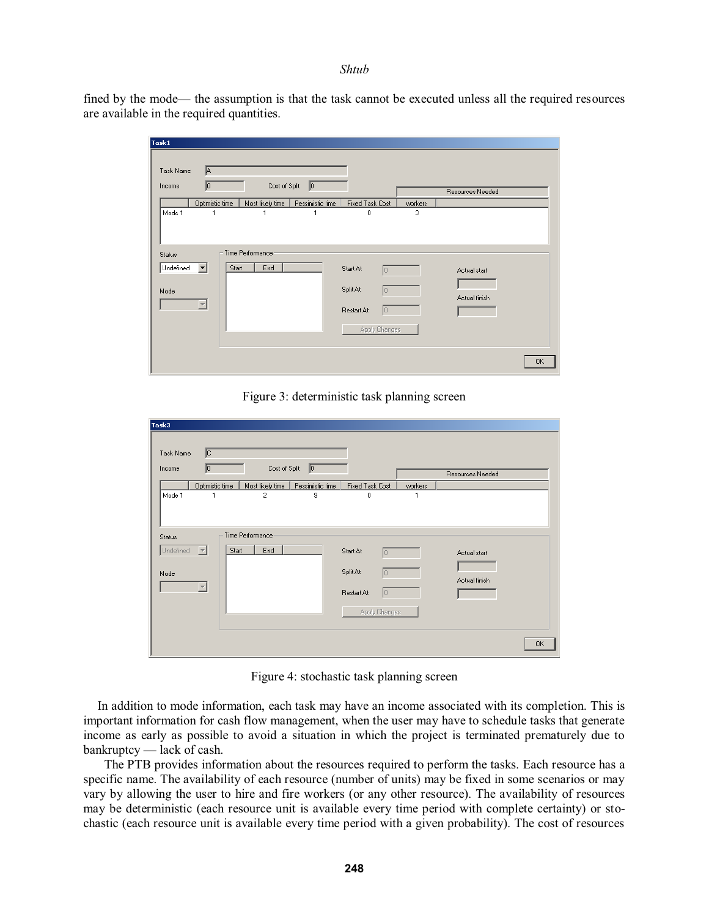fined by the mode— the assumption is that the task cannot be executed unless all the required resources are available in the required quantities.

Figure 3: deterministic task planning screen

Figure 4: stochastic task planning screen

In addition to mode information, each task may have an income associated with its completion. This is important information for cash flow management, when the user may have to schedule tasks that generate income as early as possible to avoid a situation in which the project is terminated prematurely due to bankruptcy — lack of cash.

The PTB provides information about the resources required to perform the tasks. Each resource has a specific name. The availability of each resource (number of units) may be fixed in some scenarios or may vary by allowing the user to hire and fire workers (or any other resource). The availability of resources may be deterministic (each resource unit is available every time period with complete certainty) or stochastic (each resource unit is available every time period with a given probability). The cost of resources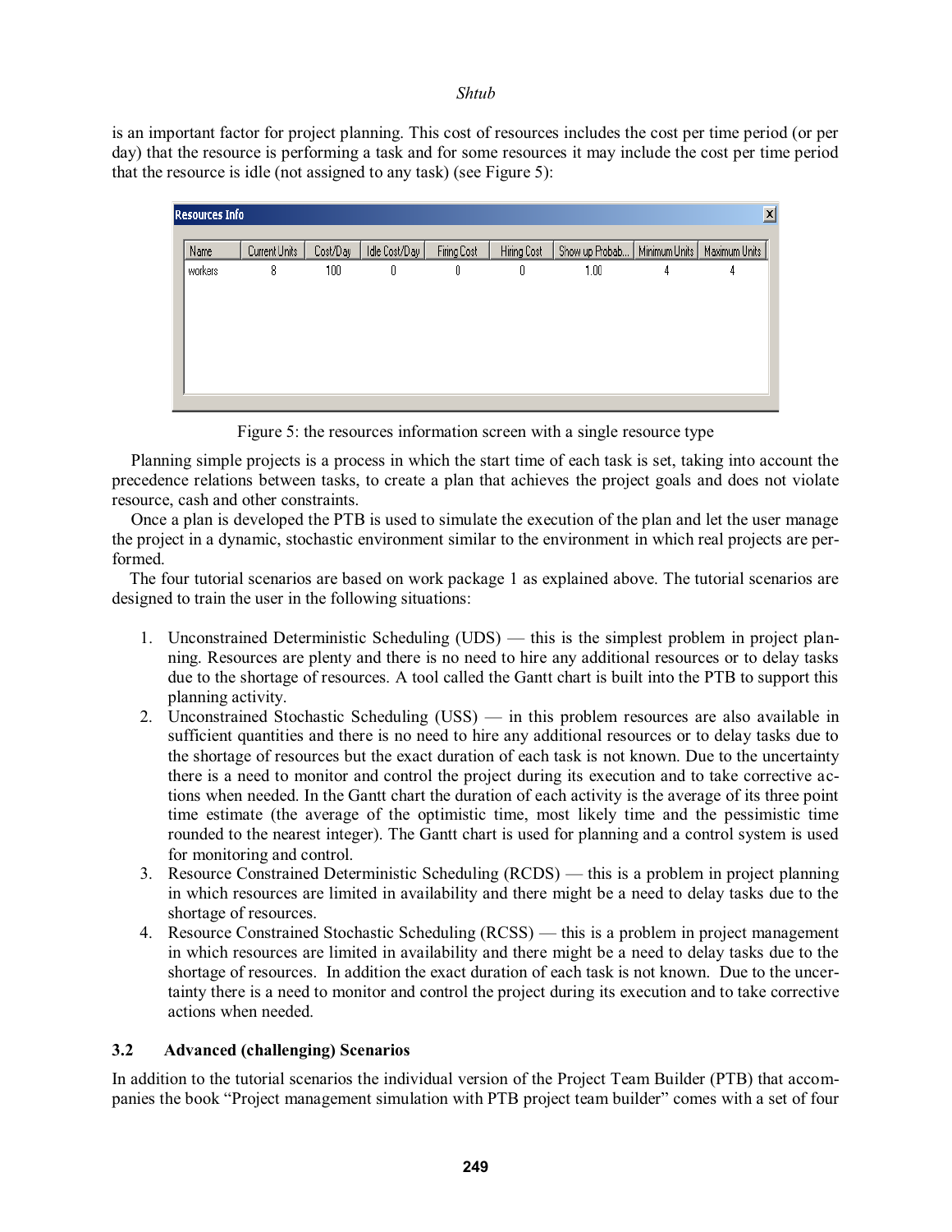is an important factor for project planning. This cost of resources includes the cost per time period (or per day) that the resource is performing a task and for some resources it may include the cost per time period that the resource is idle (not assigned to any task) (see Figure 5):

**Resources Info**

| Name | Current Units | Cost/Day | Idle Cost/Day | Firing Cost | Hiring Cost | Show up Probab... | Minimum Units | Maximum Units |
|---|---|---|---|---|---|---|---|---|
| workers | 8 | 100 | 0 | 0 | 0 | 1.00 | 4 | 4 |

Figure 5: the resources information screen with a single resource type

Planning simple projects is a process in which the start time of each task is set, taking into account the precedence relations between tasks, to create a plan that achieves the project goals and does not violate resource, cash and other constraints.

Once a plan is developed the PTB is used to simulate the execution of the plan and let the user manage the project in a dynamic, stochastic environment similar to the environment in which real projects are performed.

The four tutorial scenarios are based on work package 1 as explained above. The tutorial scenarios are designed to train the user in the following situations:

1. Unconstrained Deterministic Scheduling (UDS) — this is the simplest problem in project planning. Resources are plenty and there is no need to hire any additional resources or to delay tasks due to the shortage of resources. A tool called the Gantt chart is built into the PTB to support this planning activity.
2. Unconstrained Stochastic Scheduling (USS) — in this problem resources are also available in sufficient quantities and there is no need to hire any additional resources or to delay tasks due to the shortage of resources but the exact duration of each task is not known. Due to the uncertainty there is a need to monitor and control the project during its execution and to take corrective actions when needed. In the Gantt chart the duration of each activity is the average of its three point time estimate (the average of the optimistic time, most likely time and the pessimistic time rounded to the nearest integer). The Gantt chart is used for planning and a control system is used for monitoring and control.
3. Resource Constrained Deterministic Scheduling (RCDS) — this is a problem in project planning in which resources are limited in availability and there might be a need to delay tasks due to the shortage of resources.
4. Resource Constrained Stochastic Scheduling (RCSS) — this is a problem in project management in which resources are limited in availability and there might be a need to delay tasks due to the shortage of resources. In addition the exact duration of each task is not known. Due to the uncertainty there is a need to monitor and control the project during its execution and to take corrective actions when needed.

## 3.2 Advanced (challenging) Scenarios

In addition to the tutorial scenarios the individual version of the Project Team Builder (PTB) that accompanies the book "Project management simulation with PTB project team builder" comes with a set of four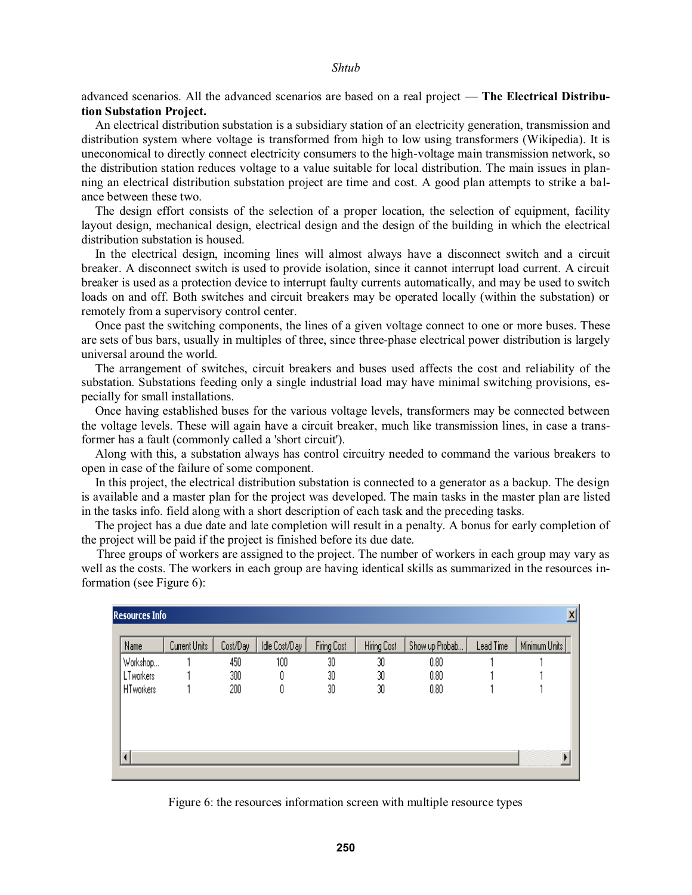advanced scenarios. All the advanced scenarios are based on a real project — **The Electrical Distribution Substation Project.**

An electrical distribution substation is a subsidiary station of an electricity generation, transmission and distribution system where voltage is transformed from high to low using transformers (Wikipedia). It is uneconomical to directly connect electricity consumers to the high-voltage main transmission network, so the distribution station reduces voltage to a value suitable for local distribution. The main issues in planning an electrical distribution substation project are time and cost. A good plan attempts to strike a balance between these two.

The design effort consists of the selection of a proper location, the selection of equipment, facility layout design, mechanical design, electrical design and the design of the building in which the electrical distribution substation is housed.

In the electrical design, incoming lines will almost always have a disconnect switch and a circuit breaker. A disconnect switch is used to provide isolation, since it cannot interrupt load current. A circuit breaker is used as a protection device to interrupt faulty currents automatically, and may be used to switch loads on and off. Both switches and circuit breakers may be operated locally (within the substation) or remotely from a supervisory control center.

Once past the switching components, the lines of a given voltage connect to one or more buses. These are sets of bus bars, usually in multiples of three, since three-phase electrical power distribution is largely universal around the world.

The arrangement of switches, circuit breakers and buses used affects the cost and reliability of the substation. Substations feeding only a single industrial load may have minimal switching provisions, especially for small installations.

Once having established buses for the various voltage levels, transformers may be connected between the voltage levels. These will again have a circuit breaker, much like transmission lines, in case a transformer has a fault (commonly called a 'short circuit').

Along with this, a substation always has control circuitry needed to command the various breakers to open in case of the failure of some component.

In this project, the electrical distribution substation is connected to a generator as a backup. The design is available and a master plan for the project was developed. The main tasks in the master plan are listed in the tasks info. field along with a short description of each task and the preceding tasks.

The project has a due date and late completion will result in a penalty. A bonus for early completion of the project will be paid if the project is finished before its due date.

Three groups of workers are assigned to the project. The number of workers in each group may vary as well as the costs. The workers in each group are having identical skills as summarized in the resources information (see Figure 6):

Resources Info

| Name | Current Units | Cost/Day | Idle Cost/Day | Firing Cost | Hiring Cost | Show up Probab... | Lead Time | Minimum Units |
|---|---|---|---|---|---|---|---|---|
| Workshop... | 1 | 450 | 100 | 30 | 30 | 0.80 | 1 | 1 |
| LTworkers | 1 | 300 | 0 | 30 | 30 | 0.80 | 1 | 1 |
| HTworkers | 1 | 200 | 0 | 30 | 30 | 0.80 | 1 | 1 |

Figure 6: the resources information screen with multiple resource types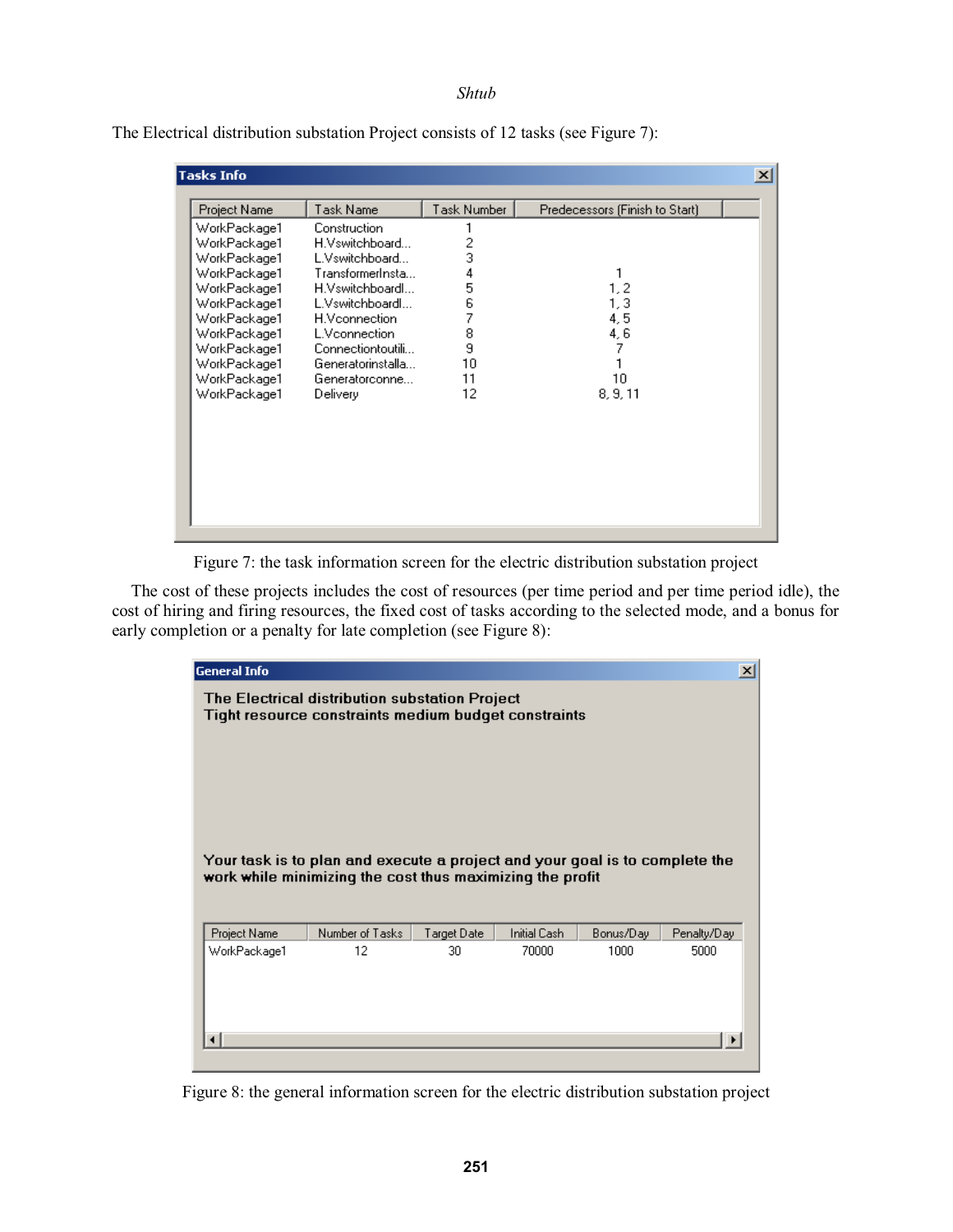The Electrical distribution substation Project consists of 12 tasks (see Figure 7):

**Tasks Info**

| Project Name | Task Name | Task Number | Predecessors (Finish to Start) |
|---|---|---|---|
| WorkPackage1 | Construction | 1 | |
| WorkPackage1 | H.Vswitchboard... | 2 | |
| WorkPackage1 | L.Vswitchboard... | 3 | |
| WorkPackage1 | TransformerInsta... | 4 | 1 |
| WorkPackage1 | H.VswitchboardI... | 5 | 1, 2 |
| WorkPackage1 | L.VswitchboardI... | 6 | 1, 3 |
| WorkPackage1 | H.Vconnection | 7 | 4, 5 |
| WorkPackage1 | L.Vconnection | 8 | 4, 6 |
| WorkPackage1 | Connectiontoutili... | 9 | 7 |
| WorkPackage1 | Generatorinstalla... | 10 | 1 |
| WorkPackage1 | Generatorconne... | 11 | 10 |
| WorkPackage1 | Delivery | 12 | 8, 9, 11 |

Figure 7: the task information screen for the electric distribution substation project

The cost of these projects includes the cost of resources (per time period and per time period idle), the cost of hiring and firing resources, the fixed cost of tasks according to the selected mode, and a bonus for early completion or a penalty for late completion (see Figure 8):

**General Info**

**The Electrical distribution substation Project**
**Tight resource constraints medium budget constraints**

**Your task is to plan and execute a project and your goal is to complete the work while minimizing the cost thus maximizing the profit**

| Project Name | Number of Tasks | Target Date | Initial Cash | Bonus/Day | Penalty/Day |
|---|---|---|---|---|---|
| WorkPackage1 | 12 | 30 | 70000 | 1000 | 5000 |

Figure 8: the general information screen for the electric distribution substation project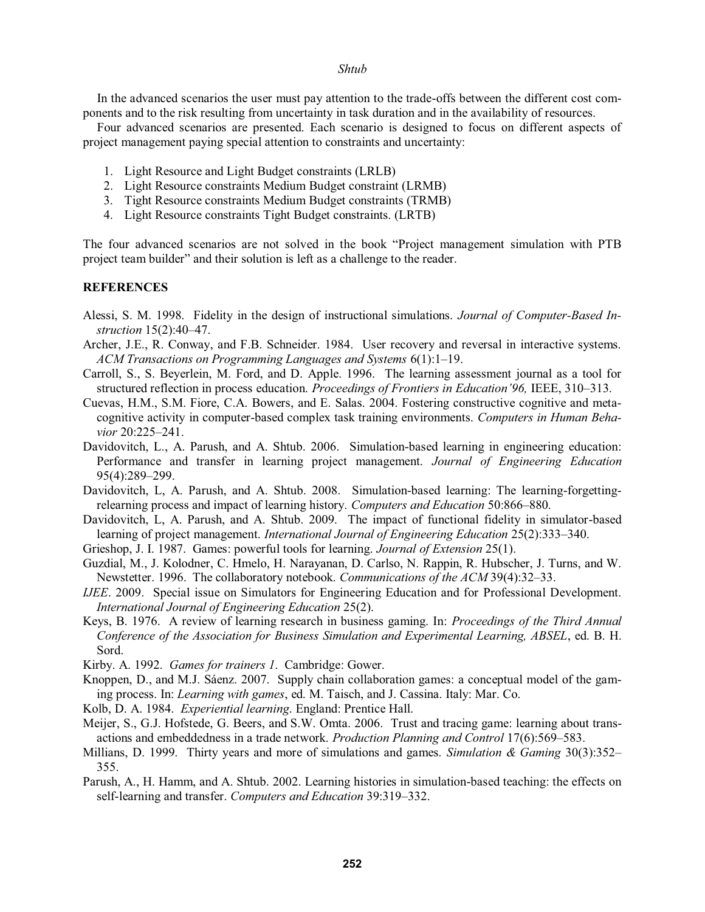In the advanced scenarios the user must pay attention to the trade-offs between the different cost components and to the risk resulting from uncertainty in task duration and in the availability of resources.

Four advanced scenarios are presented. Each scenario is designed to focus on different aspects of project management paying special attention to constraints and uncertainty:

1. Light Resource and Light Budget constraints (LRLB)
2. Light Resource constraints Medium Budget constraint (LRMB)
3. Tight Resource constraints Medium Budget constraints (TRMB)
4. Light Resource constraints Tight Budget constraints. (LRTB)

The four advanced scenarios are not solved in the book "Project management simulation with PTB project team builder" and their solution is left as a challenge to the reader.

## REFERENCES

Alessi, S. M. 1998. Fidelity in the design of instructional simulations. *Journal of Computer-Based Instruction* 15(2):40–47.

Archer, J.E., R. Conway, and F.B. Schneider. 1984. User recovery and reversal in interactive systems. *ACM Transactions on Programming Languages and Systems* 6(1):1–19.

Carroll, S., S. Beyerlein, M. Ford, and D. Apple. 1996. The learning assessment journal as a tool for structured reflection in process education. *Proceedings of Frontiers in Education'96,* IEEE, 310–313.

Cuevas, H.M., S.M. Fiore, C.A. Bowers, and E. Salas. 2004. Fostering constructive cognitive and metacognitive activity in computer-based complex task training environments. *Computers in Human Behavior* 20:225–241.

Davidovitch, L., A. Parush, and A. Shtub. 2006. Simulation-based learning in engineering education: Performance and transfer in learning project management. *Journal of Engineering Education* 95(4):289–299.

Davidovitch, L, A. Parush, and A. Shtub. 2008. Simulation-based learning: The learning-forgetting-relearning process and impact of learning history. *Computers and Education* 50:866–880.

Davidovitch, L, A. Parush, and A. Shtub. 2009. The impact of functional fidelity in simulator-based learning of project management. *International Journal of Engineering Education* 25(2):333–340.

Grieshop, J. I. 1987. Games: powerful tools for learning. *Journal of Extension* 25(1).

Guzdial, M., J. Kolodner, C. Hmelo, H. Narayanan, D. Carlso, N. Rappin, R. Hubscher, J. Turns, and W. Newstetter. 1996. The collaboratory notebook. *Communications of the ACM* 39(4):32–33.

*IJEE*. 2009. Special issue on Simulators for Engineering Education and for Professional Development. *International Journal of Engineering Education* 25(2).

Keys, B. 1976. A review of learning research in business gaming. In: *Proceedings of the Third Annual Conference of the Association for Business Simulation and Experimental Learning, ABSEL*, ed. B. H. Sord.

Kirby. A. 1992. *Games for trainers 1*. Cambridge: Gower.

Knoppen, D., and M.J. Sáenz. 2007. Supply chain collaboration games: a conceptual model of the gaming process. In: *Learning with games*, ed. M. Taisch, and J. Cassina. Italy: Mar. Co.

Kolb, D. A. 1984. *Experiential learning*. England: Prentice Hall.

Meijer, S., G.J. Hofstede, G. Beers, and S.W. Omta. 2006. Trust and tracing game: learning about transactions and embeddedness in a trade network. *Production Planning and Control* 17(6):569–583.

Millians, D. 1999. Thirty years and more of simulations and games. *Simulation & Gaming* 30(3):352–355.

Parush, A., H. Hamm, and A. Shtub. 2002. Learning histories in simulation-based teaching: the effects on self-learning and transfer. *Computers and Education* 39:319–332.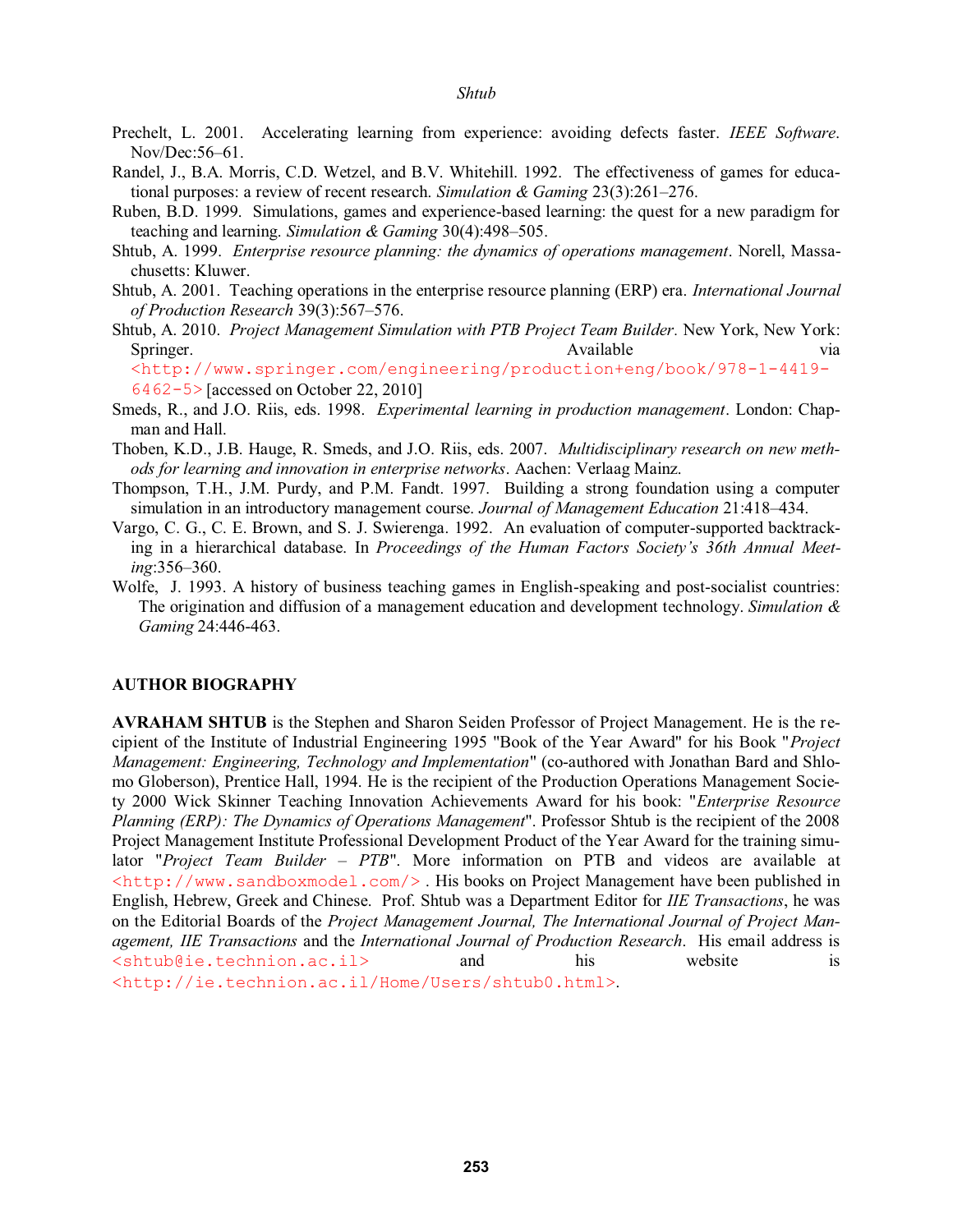Prechelt, L. 2001. Accelerating learning from experience: avoiding defects faster. *IEEE Software*. Nov/Dec:56–61.

Randel, J., B.A. Morris, C.D. Wetzel, and B.V. Whitehill. 1992. The effectiveness of games for educational purposes: a review of recent research. *Simulation & Gaming* 23(3):261–276.

Ruben, B.D. 1999. Simulations, games and experience-based learning: the quest for a new paradigm for teaching and learning. *Simulation & Gaming* 30(4):498–505.

Shtub, A. 1999. *Enterprise resource planning: the dynamics of operations management*. Norell, Massachusetts: Kluwer.

Shtub, A. 2001. Teaching operations in the enterprise resource planning (ERP) era. *International Journal of Production Research* 39(3):567–576.

Shtub, A. 2010. *Project Management Simulation with PTB Project Team Builder.* New York, New York: Springer. Available via <http://www.springer.com/engineering/production+eng/book/978-1-4419-6462-5> [accessed on October 22, 2010]

Smeds, R., and J.O. Riis, eds. 1998. *Experimental learning in production management*. London: Chapman and Hall.

Thoben, K.D., J.B. Hauge, R. Smeds, and J.O. Riis, eds. 2007. *Multidisciplinary research on new methods for learning and innovation in enterprise networks*. Aachen: Verlaag Mainz.

Thompson, T.H., J.M. Purdy, and P.M. Fandt. 1997. Building a strong foundation using a computer simulation in an introductory management course. *Journal of Management Education* 21:418–434.

Vargo, C. G., C. E. Brown, and S. J. Swierenga. 1992. An evaluation of computer-supported backtracking in a hierarchical database. In *Proceedings of the Human Factors Society's 36th Annual Meeting*:356–360.

Wolfe, J. 1993. A history of business teaching games in English-speaking and post-socialist countries: The origination and diffusion of a management education and development technology. *Simulation & Gaming* 24:446-463.

## AUTHOR BIOGRAPHY

**AVRAHAM SHTUB** is the Stephen and Sharon Seiden Professor of Project Management. He is the recipient of the Institute of Industrial Engineering 1995 "Book of the Year Award" for his Book "*Project Management: Engineering, Technology and Implementation*" (co-authored with Jonathan Bard and Shlomo Globerson), Prentice Hall, 1994. He is the recipient of the Production Operations Management Society 2000 Wick Skinner Teaching Innovation Achievements Award for his book: "*Enterprise Resource Planning (ERP): The Dynamics of Operations Management*". Professor Shtub is the recipient of the 2008 Project Management Institute Professional Development Product of the Year Award for the training simulator "*Project Team Builder – PTB*". More information on PTB and videos are available at <http://www.sandboxmodel.com/> . His books on Project Management have been published in English, Hebrew, Greek and Chinese. Prof. Shtub was a Department Editor for *IIE Transactions*, he was on the Editorial Boards of the *Project Management Journal, The International Journal of Project Management, IIE Transactions* and the *International Journal of Production Research*. His email address is <shtub@ie.technion.ac.il> and his website is <http://ie.technion.ac.il/Home/Users/shtub0.html>.